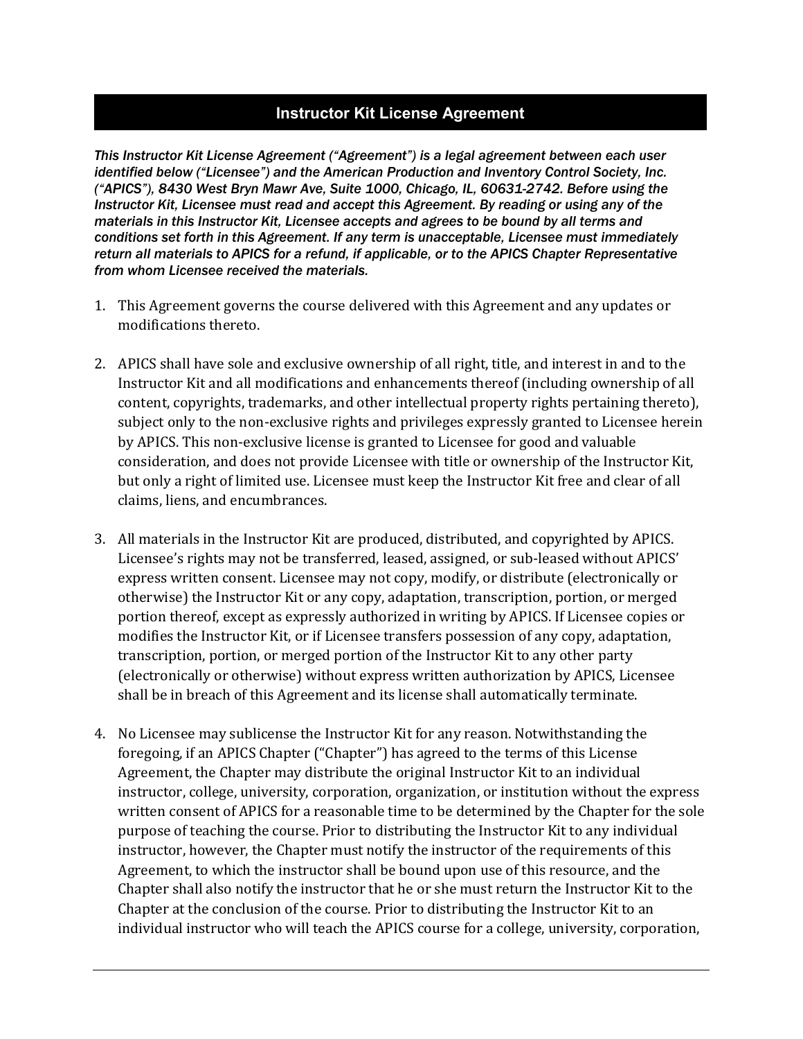# Instructor Kit License Agreement

*This Instructor Kit License Agreement ("Agreement") is a legal agreement between each user identified below ("Licensee") and the American Production and Inventory Control Society, Inc. ("APICS"), 8430 West Bryn Mawr Ave, Suite 1000, Chicago, IL, 60631-2742. Before using the Instructor Kit, Licensee must read and accept this Agreement. By reading or using any of the materials in this Instructor Kit, Licensee accepts and agrees to be bound by all terms and conditions set forth in this Agreement. If any term is unacceptable, Licensee must immediately return all materials to APICS for a refund, if applicable, or to the APICS Chapter Representative from whom Licensee received the materials.*

1. This Agreement governs the course delivered with this Agreement and any updates or modifications thereto.

2. APICS shall have sole and exclusive ownership of all right, title, and interest in and to the Instructor Kit and all modifications and enhancements thereof (including ownership of all content, copyrights, trademarks, and other intellectual property rights pertaining thereto), subject only to the non-exclusive rights and privileges expressly granted to Licensee herein by APICS. This non-exclusive license is granted to Licensee for good and valuable consideration, and does not provide Licensee with title or ownership of the Instructor Kit, but only a right of limited use. Licensee must keep the Instructor Kit free and clear of all claims, liens, and encumbrances.

3. All materials in the Instructor Kit are produced, distributed, and copyrighted by APICS. Licensee's rights may not be transferred, leased, assigned, or sub-leased without APICS' express written consent. Licensee may not copy, modify, or distribute (electronically or otherwise) the Instructor Kit or any copy, adaptation, transcription, portion, or merged portion thereof, except as expressly authorized in writing by APICS. If Licensee copies or modifies the Instructor Kit, or if Licensee transfers possession of any copy, adaptation, transcription, portion, or merged portion of the Instructor Kit to any other party (electronically or otherwise) without express written authorization by APICS, Licensee shall be in breach of this Agreement and its license shall automatically terminate.

4. No Licensee may sublicense the Instructor Kit for any reason. Notwithstanding the foregoing, if an APICS Chapter ("Chapter") has agreed to the terms of this License Agreement, the Chapter may distribute the original Instructor Kit to an individual instructor, college, university, corporation, organization, or institution without the express written consent of APICS for a reasonable time to be determined by the Chapter for the sole purpose of teaching the course. Prior to distributing the Instructor Kit to any individual instructor, however, the Chapter must notify the instructor of the requirements of this Agreement, to which the instructor shall be bound upon use of this resource, and the Chapter shall also notify the instructor that he or she must return the Instructor Kit to the Chapter at the conclusion of the course. Prior to distributing the Instructor Kit to an individual instructor who will teach the APICS course for a college, university, corporation,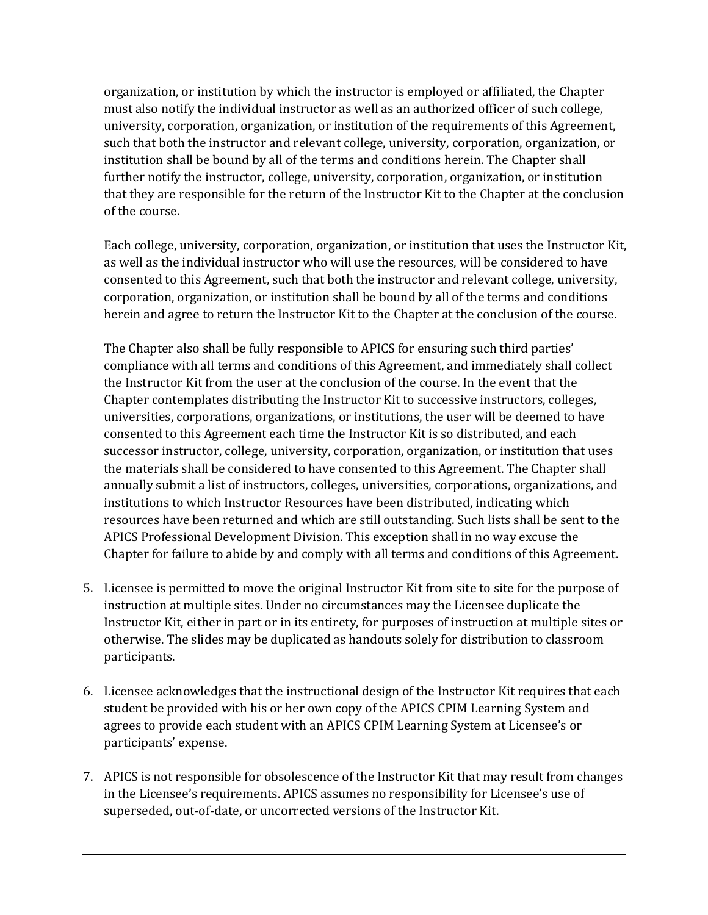organization, or institution by which the instructor is employed or affiliated, the Chapter must also notify the individual instructor as well as an authorized officer of such college, university, corporation, organization, or institution of the requirements of this Agreement, such that both the instructor and relevant college, university, corporation, organization, or institution shall be bound by all of the terms and conditions herein. The Chapter shall further notify the instructor, college, university, corporation, organization, or institution that they are responsible for the return of the Instructor Kit to the Chapter at the conclusion of the course.

Each college, university, corporation, organization, or institution that uses the Instructor Kit, as well as the individual instructor who will use the resources, will be considered to have consented to this Agreement, such that both the instructor and relevant college, university, corporation, organization, or institution shall be bound by all of the terms and conditions herein and agree to return the Instructor Kit to the Chapter at the conclusion of the course.

The Chapter also shall be fully responsible to APICS for ensuring such third parties' compliance with all terms and conditions of this Agreement, and immediately shall collect the Instructor Kit from the user at the conclusion of the course. In the event that the Chapter contemplates distributing the Instructor Kit to successive instructors, colleges, universities, corporations, organizations, or institutions, the user will be deemed to have consented to this Agreement each time the Instructor Kit is so distributed, and each successor instructor, college, university, corporation, organization, or institution that uses the materials shall be considered to have consented to this Agreement. The Chapter shall annually submit a list of instructors, colleges, universities, corporations, organizations, and institutions to which Instructor Resources have been distributed, indicating which resources have been returned and which are still outstanding. Such lists shall be sent to the APICS Professional Development Division. This exception shall in no way excuse the Chapter for failure to abide by and comply with all terms and conditions of this Agreement.

5. Licensee is permitted to move the original Instructor Kit from site to site for the purpose of instruction at multiple sites. Under no circumstances may the Licensee duplicate the Instructor Kit, either in part or in its entirety, for purposes of instruction at multiple sites or otherwise. The slides may be duplicated as handouts solely for distribution to classroom participants.

6. Licensee acknowledges that the instructional design of the Instructor Kit requires that each student be provided with his or her own copy of the APICS CPIM Learning System and agrees to provide each student with an APICS CPIM Learning System at Licensee's or participants' expense.

7. APICS is not responsible for obsolescence of the Instructor Kit that may result from changes in the Licensee's requirements. APICS assumes no responsibility for Licensee's use of superseded, out-of-date, or uncorrected versions of the Instructor Kit.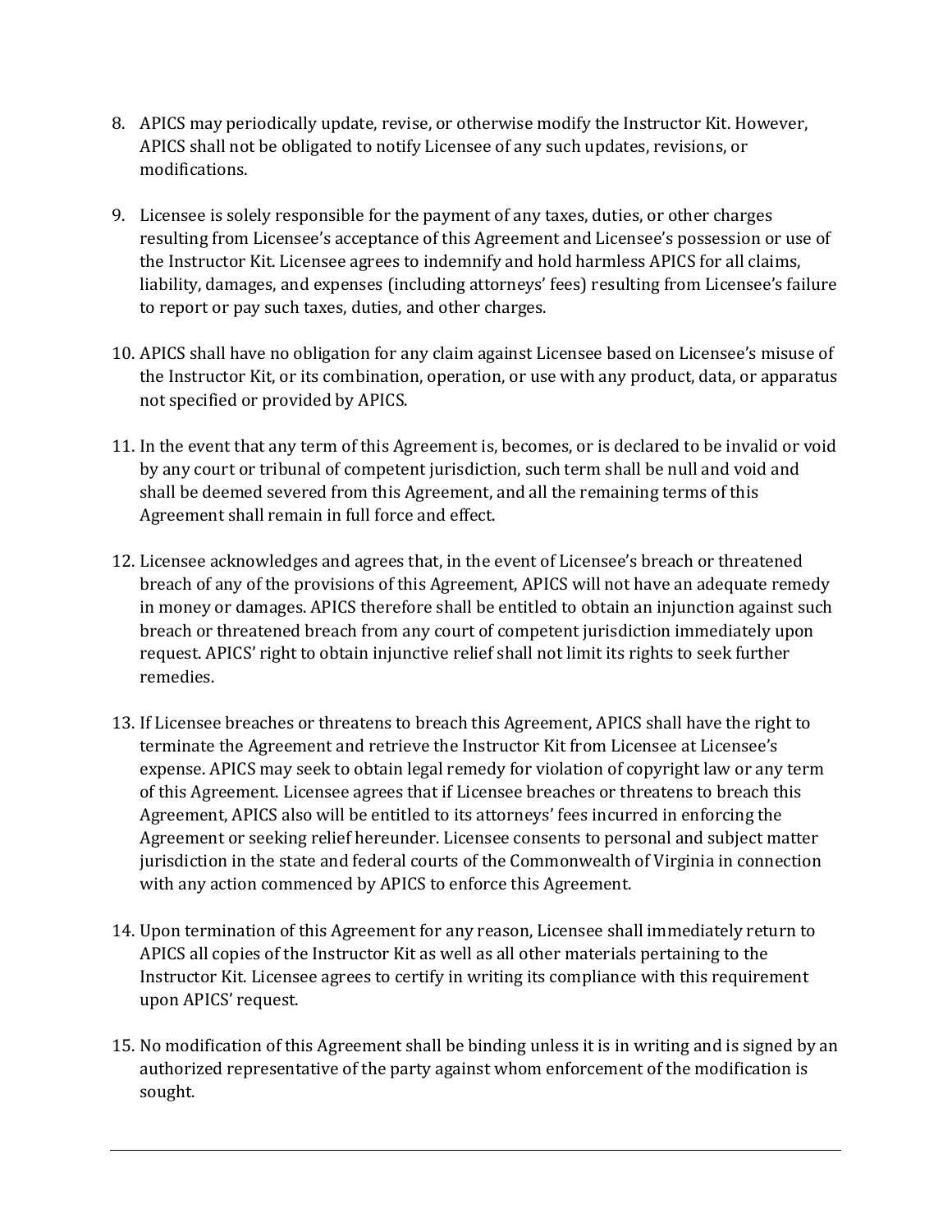8. APICS may periodically update, revise, or otherwise modify the Instructor Kit. However, APICS shall not be obligated to notify Licensee of any such updates, revisions, or modifications.

9. Licensee is solely responsible for the payment of any taxes, duties, or other charges resulting from Licensee's acceptance of this Agreement and Licensee's possession or use of the Instructor Kit. Licensee agrees to indemnify and hold harmless APICS for all claims, liability, damages, and expenses (including attorneys' fees) resulting from Licensee's failure to report or pay such taxes, duties, and other charges.

10. APICS shall have no obligation for any claim against Licensee based on Licensee's misuse of the Instructor Kit, or its combination, operation, or use with any product, data, or apparatus not specified or provided by APICS.

11. In the event that any term of this Agreement is, becomes, or is declared to be invalid or void by any court or tribunal of competent jurisdiction, such term shall be null and void and shall be deemed severed from this Agreement, and all the remaining terms of this Agreement shall remain in full force and effect.

12. Licensee acknowledges and agrees that, in the event of Licensee's breach or threatened breach of any of the provisions of this Agreement, APICS will not have an adequate remedy in money or damages. APICS therefore shall be entitled to obtain an injunction against such breach or threatened breach from any court of competent jurisdiction immediately upon request. APICS' right to obtain injunctive relief shall not limit its rights to seek further remedies.

13. If Licensee breaches or threatens to breach this Agreement, APICS shall have the right to terminate the Agreement and retrieve the Instructor Kit from Licensee at Licensee's expense. APICS may seek to obtain legal remedy for violation of copyright law or any term of this Agreement. Licensee agrees that if Licensee breaches or threatens to breach this Agreement, APICS also will be entitled to its attorneys' fees incurred in enforcing the Agreement or seeking relief hereunder. Licensee consents to personal and subject matter jurisdiction in the state and federal courts of the Commonwealth of Virginia in connection with any action commenced by APICS to enforce this Agreement.

14. Upon termination of this Agreement for any reason, Licensee shall immediately return to APICS all copies of the Instructor Kit as well as all other materials pertaining to the Instructor Kit. Licensee agrees to certify in writing its compliance with this requirement upon APICS' request.

15. No modification of this Agreement shall be binding unless it is in writing and is signed by an authorized representative of the party against whom enforcement of the modification is sought.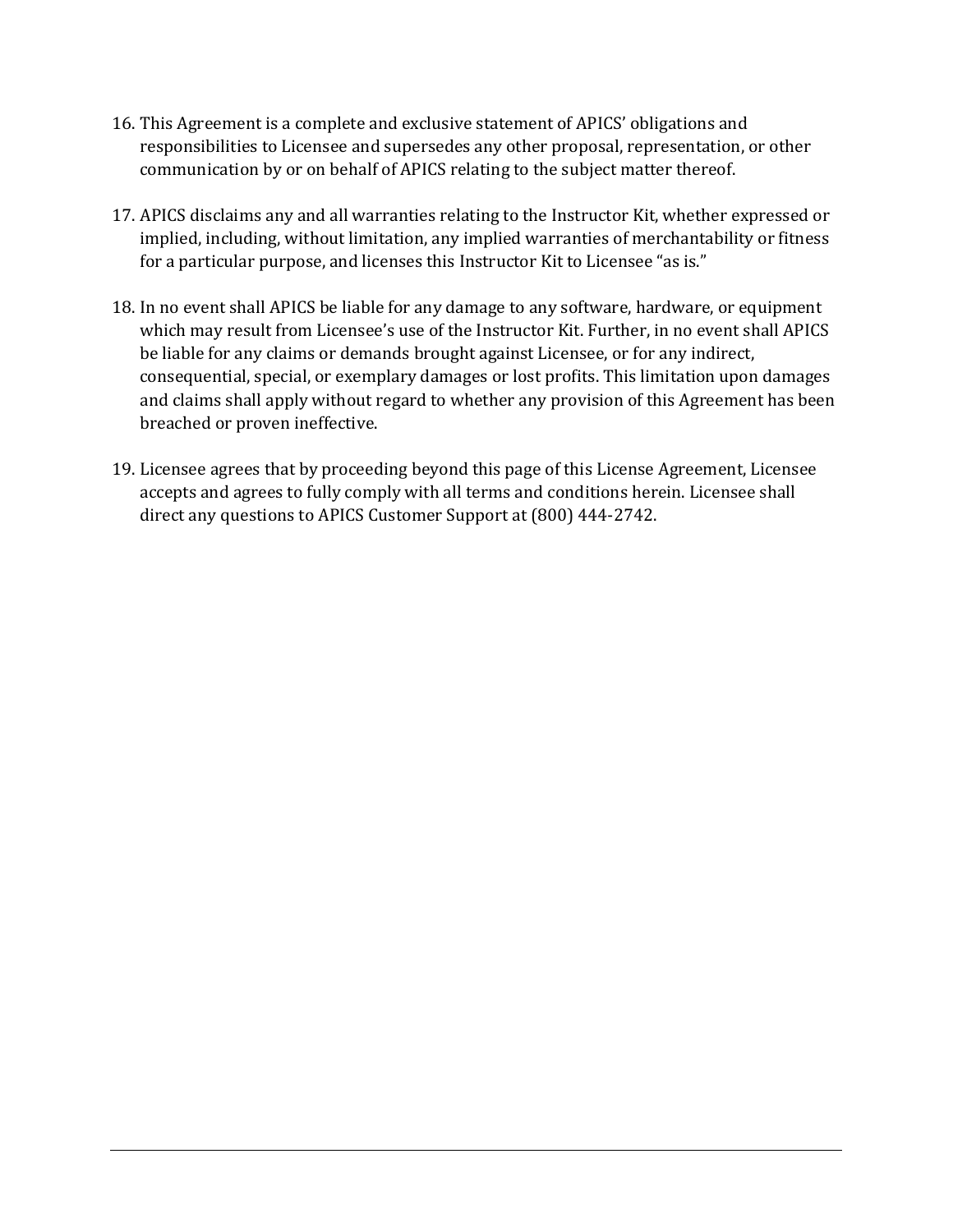16. This Agreement is a complete and exclusive statement of APICS' obligations and responsibilities to Licensee and supersedes any other proposal, representation, or other communication by or on behalf of APICS relating to the subject matter thereof.

17. APICS disclaims any and all warranties relating to the Instructor Kit, whether expressed or implied, including, without limitation, any implied warranties of merchantability or fitness for a particular purpose, and licenses this Instructor Kit to Licensee "as is."

18. In no event shall APICS be liable for any damage to any software, hardware, or equipment which may result from Licensee's use of the Instructor Kit. Further, in no event shall APICS be liable for any claims or demands brought against Licensee, or for any indirect, consequential, special, or exemplary damages or lost profits. This limitation upon damages and claims shall apply without regard to whether any provision of this Agreement has been breached or proven ineffective.

19. Licensee agrees that by proceeding beyond this page of this License Agreement, Licensee accepts and agrees to fully comply with all terms and conditions herein. Licensee shall direct any questions to APICS Customer Support at (800) 444-2742.